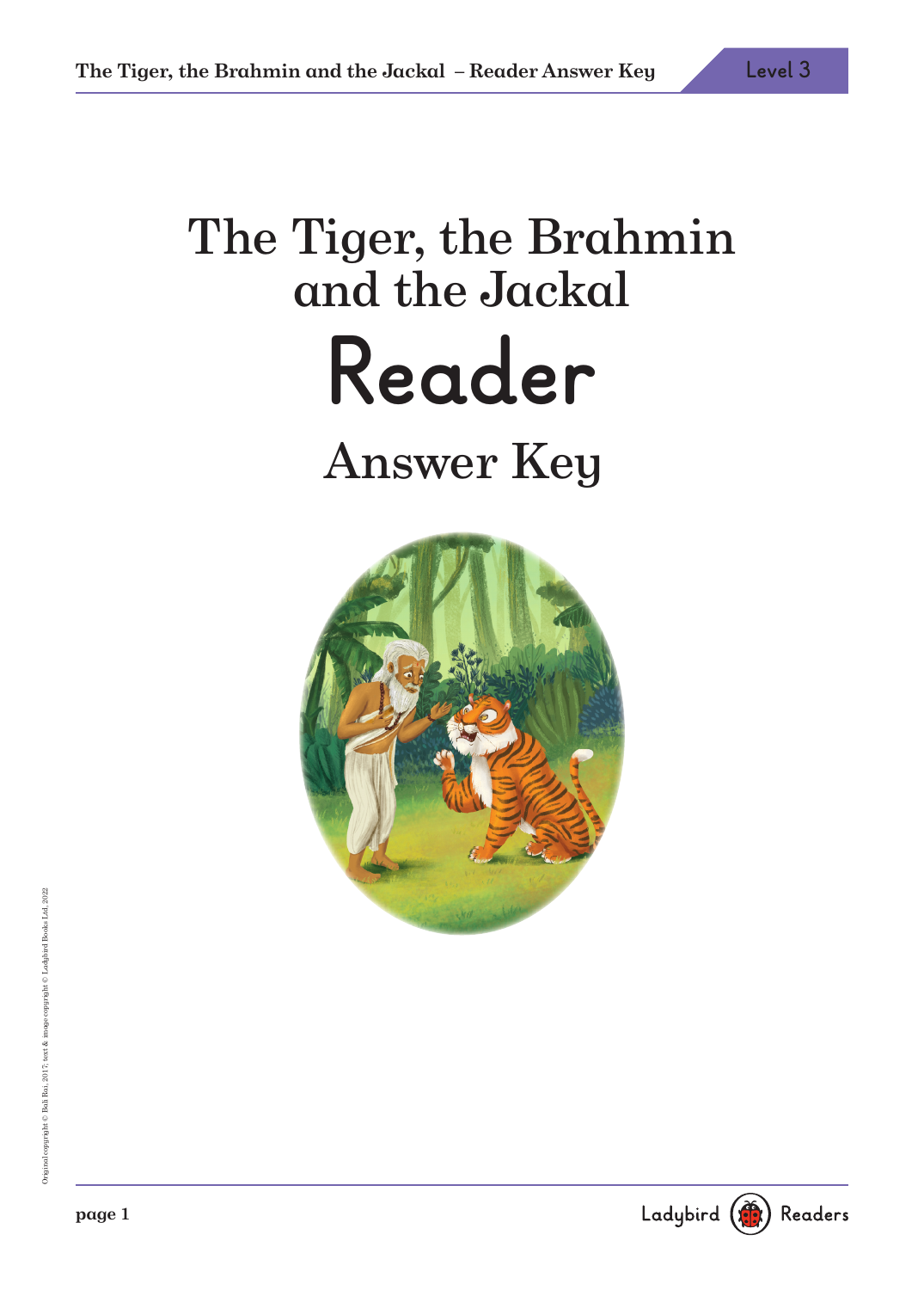# The Tiger, the Brahmin and the Jackal

# Reader

## Answer Key

Original copyright © Bali Rai, 2017; text & image copyright © Ladybird Books Ltd, 2022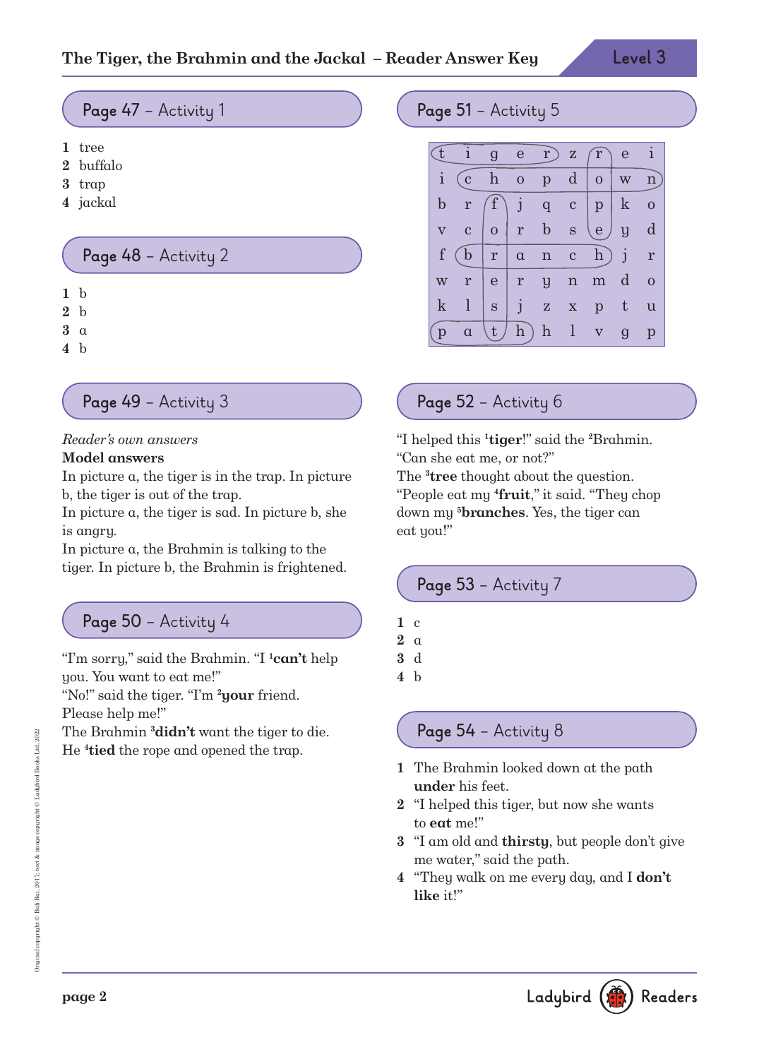## Page 47 – Activity 1

1. tree
2. buffalo
3. trap
4. jackal

## Page 48 – Activity 2

1. b
2. b
3. a
4. b

## Page 49 – Activity 3

*Reader's own answers*

**Model answers**

In picture a, the tiger is in the trap. In picture b, the tiger is out of the trap.

In picture a, the tiger is sad. In picture b, she is angry.

In picture a, the Brahmin is talking to the tiger. In picture b, the Brahmin is frightened.

## Page 50 – Activity 4

"I'm sorry," said the Brahmin. "I [1]**can't** help you. You want to eat me!"

"No!" said the tiger. "I'm [2]**your** friend. Please help me!"

The Brahmin [3]**didn't** want the tiger to die. He [4]**tied** the rope and opened the trap.

## Page 51 – Activity 5

| | | | | | | | | |
|---|---|---|---|---|---|---|---|---|
| t | i | g | e | r | z | r | e | i |
| i | c | h | o | p | d | o | w | n |
| b | r | f | j | q | c | p | k | o |
| v | c | o | r | b | s | e | y | d |
| f | b | r | a | n | c | h | j | r |
| w | r | e | r | y | n | m | d | o |
| k | l | s | j | z | x | p | t | u |
| p | a | t | h | h | l | v | g | p |

## Page 52 – Activity 6

"I helped this [1]**tiger**!" said the [2]Brahmin. "Can she eat me, or not?"

The [3]**tree** thought about the question. "People eat my [4]**fruit**," it said. "They chop down my [5]**branches**. Yes, the tiger can eat you!"

## Page 53 – Activity 7

1. c
2. a
3. d
4. b

## Page 54 – Activity 8

1. The Brahmin looked down at the path **under** his feet.
2. "I helped this tiger, but now she wants to **eat** me!"
3. "I am old and **thirsty**, but people don't give me water," said the path.
4. "They walk on me every day, and I **don't like** it!"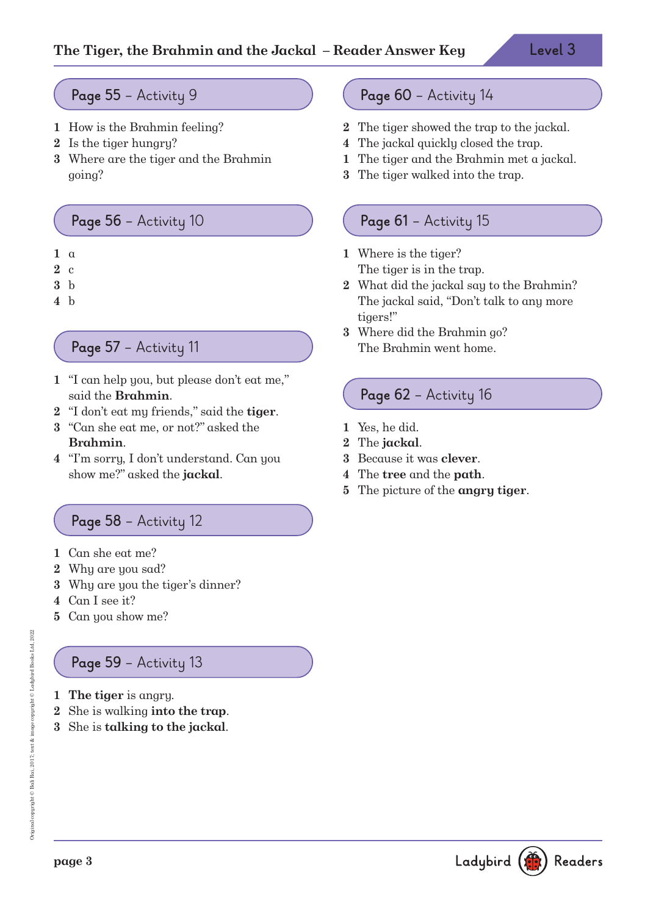## Page 55 – Activity 9

1 How is the Brahmin feeling?
2 Is the tiger hungry?
3 Where are the tiger and the Brahmin going?

## Page 56 – Activity 10

1 a
2 c
3 b
4 b

## Page 57 – Activity 11

1 "I can help you, but please don't eat me," said the **Brahmin**.
2 "I don't eat my friends," said the **tiger**.
3 "Can she eat me, or not?" asked the **Brahmin**.
4 "I'm sorry, I don't understand. Can you show me?" asked the **jackal**.

## Page 58 – Activity 12

1 Can she eat me?
2 Why are you sad?
3 Why are you the tiger's dinner?
4 Can I see it?
5 Can you show me?

## Page 59 – Activity 13

1 **The tiger** is angry.
2 She is walking **into the trap**.
3 She is **talking to the jackal**.

## Page 60 – Activity 14

2 The tiger showed the trap to the jackal.
4 The jackal quickly closed the trap.
1 The tiger and the Brahmin met a jackal.
3 The tiger walked into the trap.

## Page 61 – Activity 15

1 Where is the tiger?
The tiger is in the trap.
2 What did the jackal say to the Brahmin?
The jackal said, "Don't talk to any more tigers!"
3 Where did the Brahmin go?
The Brahmin went home.

## Page 62 – Activity 16

1 Yes, he did.
2 The **jackal**.
3 Because it was **clever**.
4 The **tree** and the **path**.
5 The picture of the **angry tiger**.

Original copyright © Bali Rai, 2017; text & image copyright © Ladybird Books Ltd, 2022